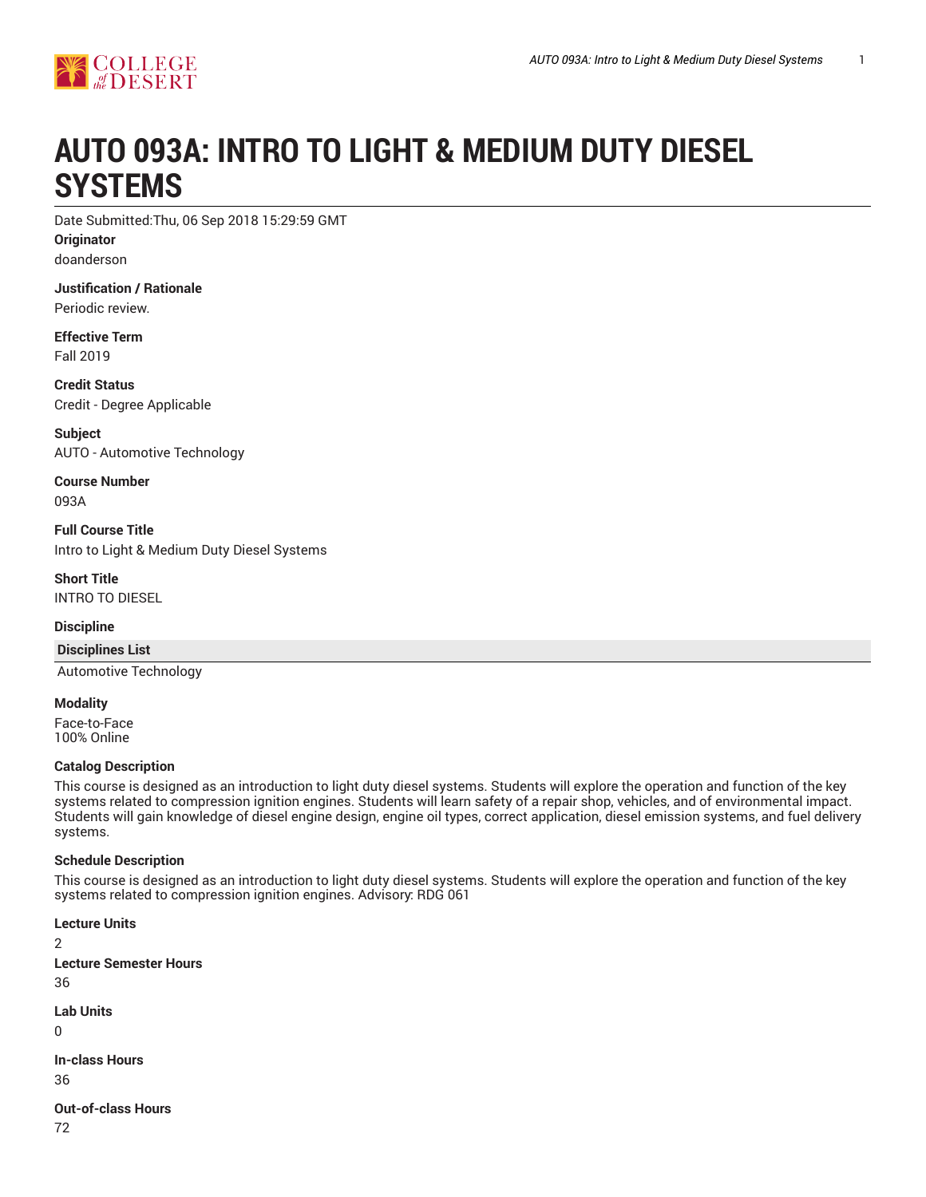# AUTO 093A: INTRO TO LIGHT & MEDIUM DUTY DIESEL SYSTEMS

Date Submitted:Thu, 06 Sep 2018 15:29:59 GMT

**Originator**

doanderson

**Justification / Rationale**

Periodic review.

**Effective Term**

Fall 2019

**Credit Status**

Credit - Degree Applicable

**Subject**

AUTO - Automotive Technology

**Course Number**

093A

**Full Course Title**

Intro to Light & Medium Duty Diesel Systems

**Short Title**

INTRO TO DIESEL

**Discipline**

| Disciplines List |
| --- |
| Automotive Technology |

**Modality**

Face-to-Face
100% Online

**Catalog Description**

This course is designed as an introduction to light duty diesel systems. Students will explore the operation and function of the key systems related to compression ignition engines. Students will learn safety of a repair shop, vehicles, and of environmental impact. Students will gain knowledge of diesel engine design, engine oil types, correct application, diesel emission systems, and fuel delivery systems.

**Schedule Description**

This course is designed as an introduction to light duty diesel systems. Students will explore the operation and function of the key systems related to compression ignition engines. Advisory: RDG 061

**Lecture Units**

2

**Lecture Semester Hours**

36

**Lab Units**

0

**In-class Hours**

36

**Out-of-class Hours**

72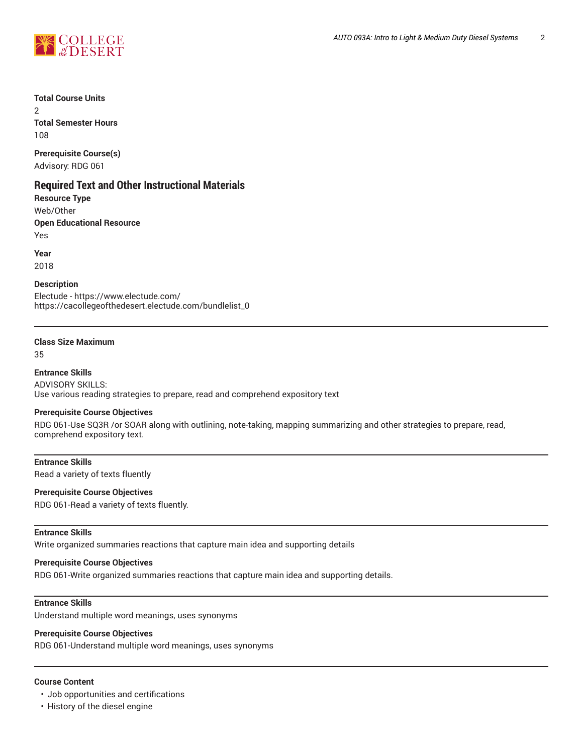**Total Course Units**
2
**Total Semester Hours**
108

**Prerequisite Course(s)**
Advisory: RDG 061

## Required Text and Other Instructional Materials

**Resource Type**
Web/Other
**Open Educational Resource**
Yes

**Year**
2018

**Description**
Electude - https://www.electude.com/
https://cacollegeofthedesert.electude.com/bundlelist_0

---

**Class Size Maximum**
35

**Entrance Skills**
ADVISORY SKILLS:
Use various reading strategies to prepare, read and comprehend expository text

**Prerequisite Course Objectives**
RDG 061-Use SQ3R /or SOAR along with outlining, note-taking, mapping summarizing and other strategies to prepare, read, comprehend expository text.

---

**Entrance Skills**
Read a variety of texts fluently

**Prerequisite Course Objectives**
RDG 061-Read a variety of texts fluently.

---

**Entrance Skills**
Write organized summaries reactions that capture main idea and supporting details

**Prerequisite Course Objectives**
RDG 061-Write organized summaries reactions that capture main idea and supporting details.

---

**Entrance Skills**
Understand multiple word meanings, uses synonyms

**Prerequisite Course Objectives**
RDG 061-Understand multiple word meanings, uses synonyms

---

**Course Content**

- Job opportunities and certifications
- History of the diesel engine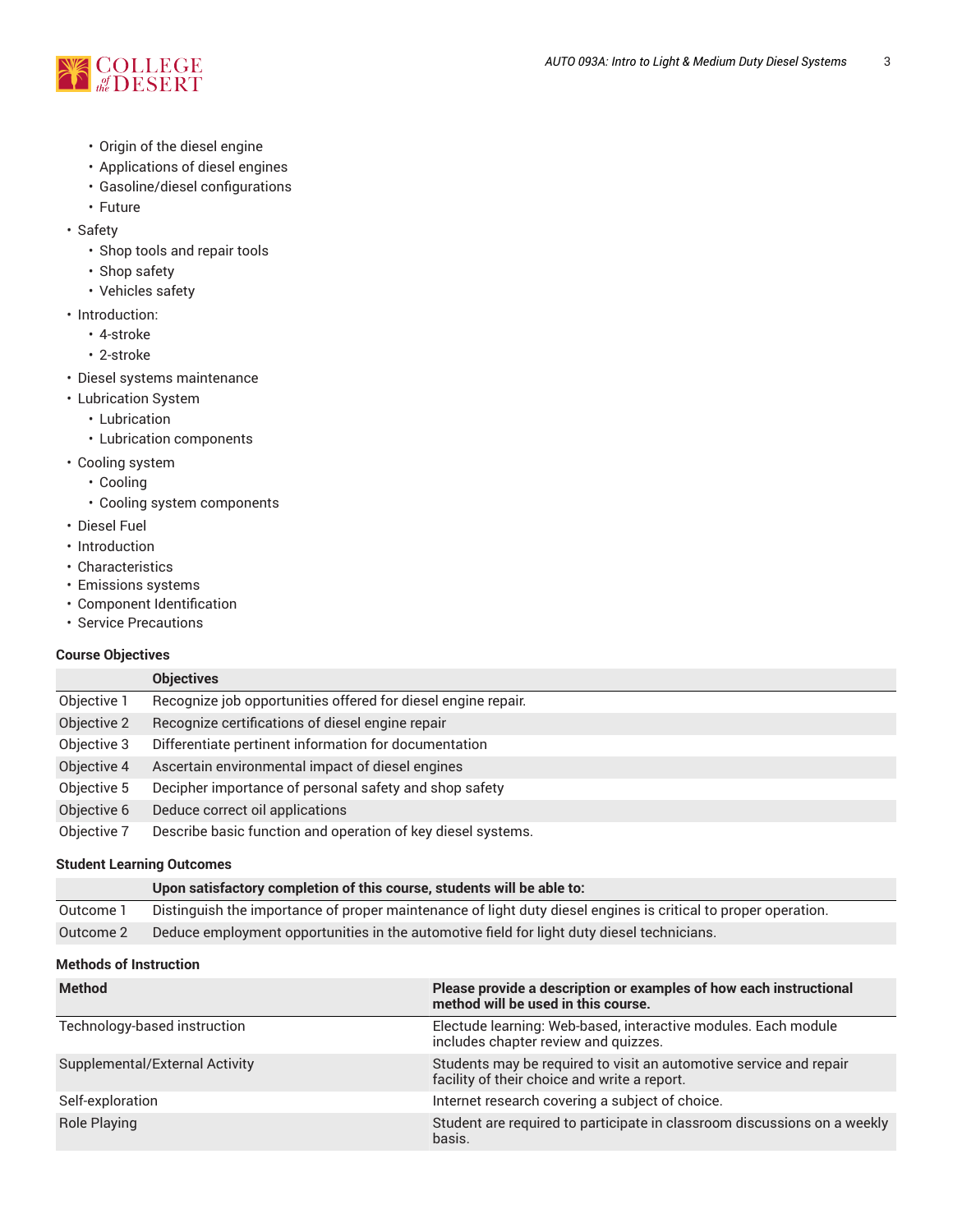- Origin of the diesel engine
    - Applications of diesel engines
    - Gasoline/diesel configurations
    - Future
- Safety
    - Shop tools and repair tools
    - Shop safety
    - Vehicles safety
- Introduction:
    - 4-stroke
    - 2-stroke
- Diesel systems maintenance
- Lubrication System
    - Lubrication
    - Lubrication components
- Cooling system
    - Cooling
    - Cooling system components
- Diesel Fuel
- Introduction
- Characteristics
- Emissions systems
- Component Identification
- Service Precautions

### Course Objectives

| | Objectives |
|---|---|
| Objective 1 | Recognize job opportunities offered for diesel engine repair. |
| Objective 2 | Recognize certifications of diesel engine repair |
| Objective 3 | Differentiate pertinent information for documentation |
| Objective 4 | Ascertain environmental impact of diesel engines |
| Objective 5 | Decipher importance of personal safety and shop safety |
| Objective 6 | Deduce correct oil applications |
| Objective 7 | Describe basic function and operation of key diesel systems. |

### Student Learning Outcomes

| | Upon satisfactory completion of this course, students will be able to: |
|---|---|
| Outcome 1 | Distinguish the importance of proper maintenance of light duty diesel engines is critical to proper operation. |
| Outcome 2 | Deduce employment opportunities in the automotive field for light duty diesel technicians. |

### Methods of Instruction

| Method | Please provide a description or examples of how each instructional method will be used in this course. |
|---|---|
| Technology-based instruction | Electude learning: Web-based, interactive modules. Each module includes chapter review and quizzes. |
| Supplemental/External Activity | Students may be required to visit an automotive service and repair facility of their choice and write a report. |
| Self-exploration | Internet research covering a subject of choice. |
| Role Playing | Student are required to participate in classroom discussions on a weekly basis. |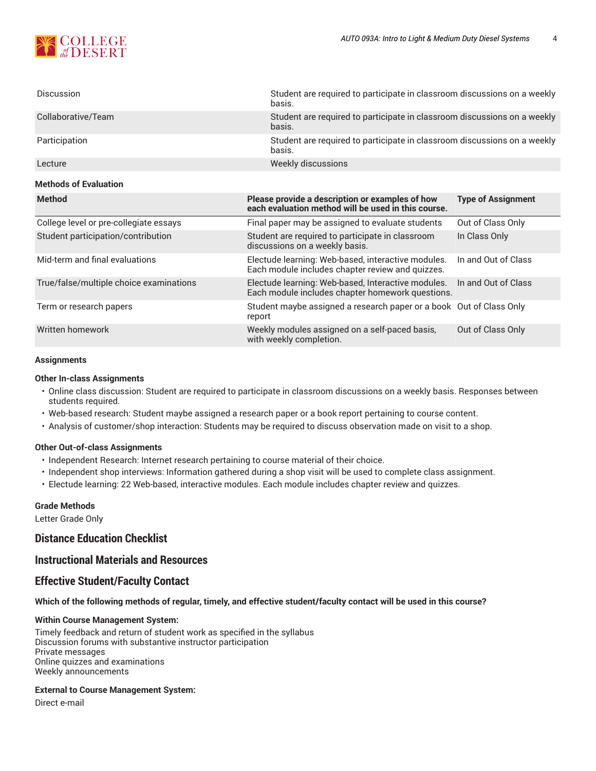| | |
|---|---|
| Discussion | Student are required to participate in classroom discussions on a weekly basis. |
| Collaborative/Team | Student are required to participate in classroom discussions on a weekly basis. |
| Participation | Student are required to participate in classroom discussions on a weekly basis. |
| Lecture | Weekly discussions |

**Methods of Evaluation**

| Method | Please provide a description or examples of how each evaluation method will be used in this course. | Type of Assignment |
|---|---|---|
| College level or pre-collegiate essays | Final paper may be assigned to evaluate students | Out of Class Only |
| Student participation/contribution | Student are required to participate in classroom discussions on a weekly basis. | In Class Only |
| Mid-term and final evaluations | Electude learning: Web-based, interactive modules. Each module includes chapter review and quizzes. | In and Out of Class |
| True/false/multiple choice examinations | Electude learning: Web-based, Interactive modules. Each module includes chapter homework questions. | In and Out of Class |
| Term or research papers | Student maybe assigned a research paper or a book report | Out of Class Only |
| Written homework | Weekly modules assigned on a self-paced basis, with weekly completion. | Out of Class Only |

**Assignments**

**Other In-class Assignments**

- Online class discussion: Student are required to participate in classroom discussions on a weekly basis. Responses between students required.
- Web-based research: Student maybe assigned a research paper or a book report pertaining to course content.
- Analysis of customer/shop interaction: Students may be required to discuss observation made on visit to a shop.

**Other Out-of-class Assignments**

- Independent Research: Internet research pertaining to course material of their choice.
- Independent shop interviews: Information gathered during a shop visit will be used to complete class assignment.
- Electude learning: 22 Web-based, interactive modules. Each module includes chapter review and quizzes.

**Grade Methods**

Letter Grade Only

## Distance Education Checklist

## Instructional Materials and Resources

## Effective Student/Faculty Contact

**Which of the following methods of regular, timely, and effective student/faculty contact will be used in this course?**

**Within Course Management System:**

Timely feedback and return of student work as specified in the syllabus
Discussion forums with substantive instructor participation
Private messages
Online quizzes and examinations
Weekly announcements

**External to Course Management System:**

Direct e-mail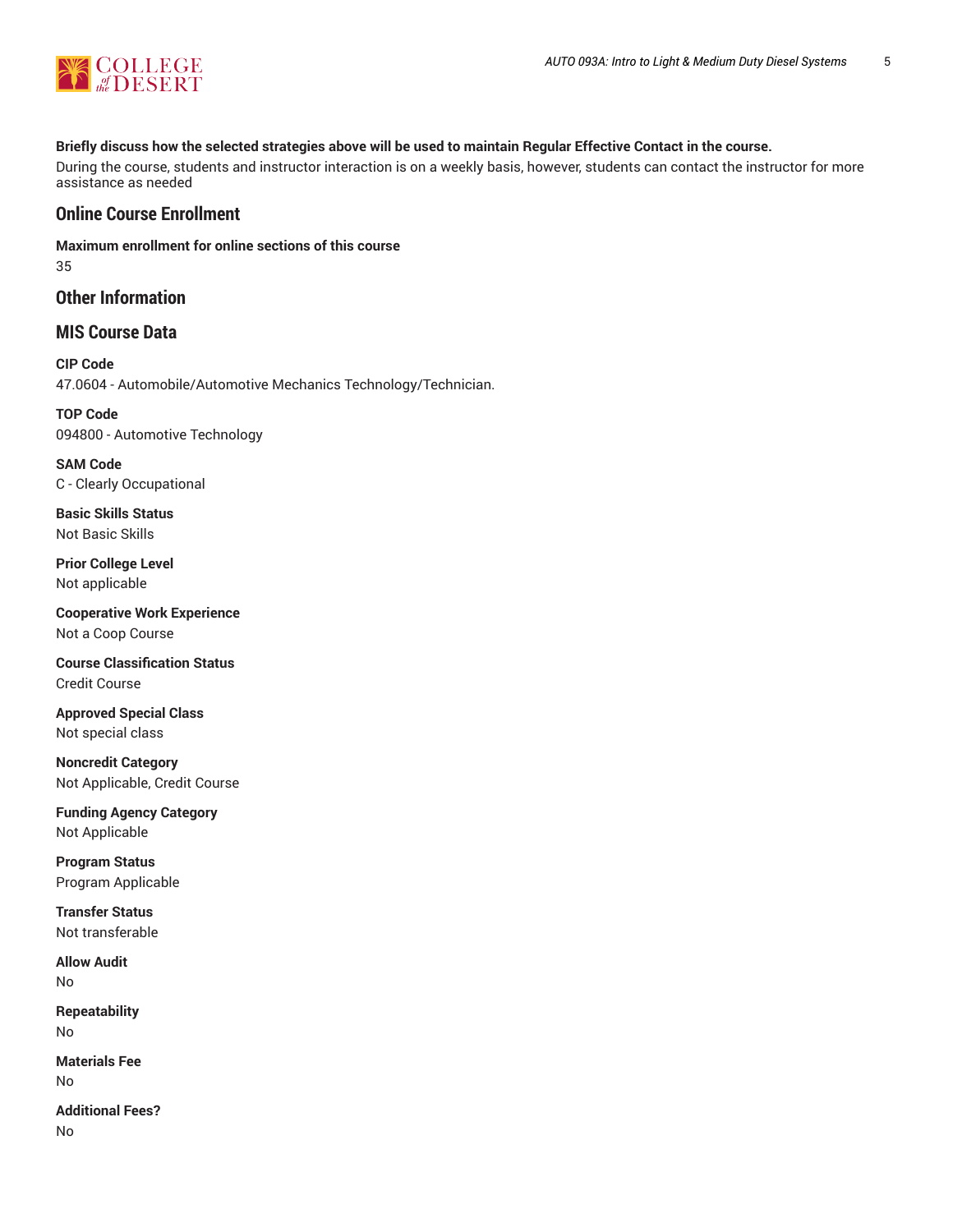**Briefly discuss how the selected strategies above will be used to maintain Regular Effective Contact in the course.**

During the course, students and instructor interaction is on a weekly basis, however, students can contact the instructor for more assistance as needed

## Online Course Enrollment

**Maximum enrollment for online sections of this course**

35

## Other Information

## MIS Course Data

**CIP Code**

47.0604 - Automobile/Automotive Mechanics Technology/Technician.

**TOP Code**

094800 - Automotive Technology

**SAM Code**

C - Clearly Occupational

**Basic Skills Status**

Not Basic Skills

**Prior College Level**

Not applicable

**Cooperative Work Experience**

Not a Coop Course

**Course Classification Status**

Credit Course

**Approved Special Class**

Not special class

**Noncredit Category**

Not Applicable, Credit Course

**Funding Agency Category**

Not Applicable

**Program Status**

Program Applicable

**Transfer Status**

Not transferable

**Allow Audit**

No

**Repeatability**

No

**Materials Fee**

No

**Additional Fees?**

No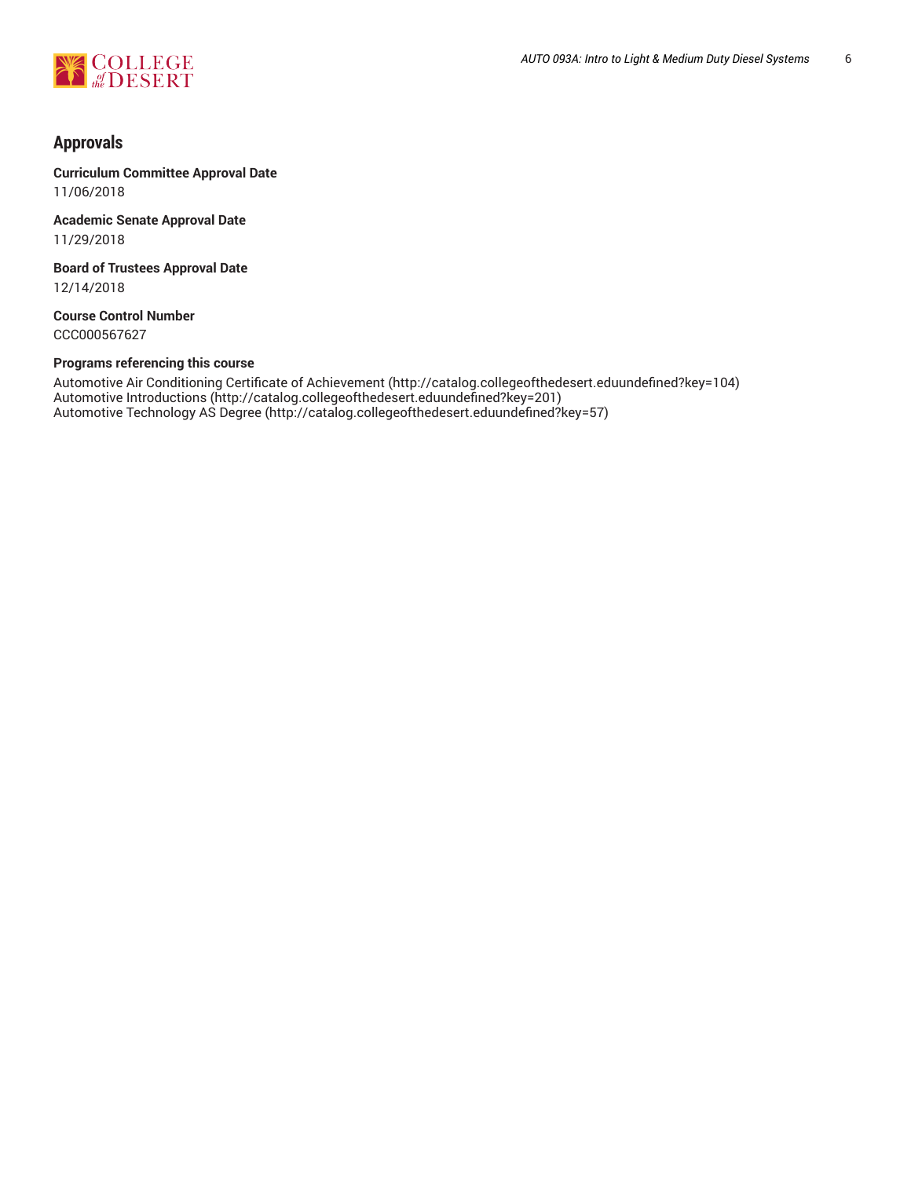## Approvals

**Curriculum Committee Approval Date**
11/06/2018

**Academic Senate Approval Date**
11/29/2018

**Board of Trustees Approval Date**
12/14/2018

**Course Control Number**
CCC000567627

**Programs referencing this course**
Automotive Air Conditioning Certificate of Achievement (http://catalog.collegeofthedesert.eduundefined?key=104)
Automotive Introductions (http://catalog.collegeofthedesert.eduundefined?key=201)
Automotive Technology AS Degree (http://catalog.collegeofthedesert.eduundefined?key=57)